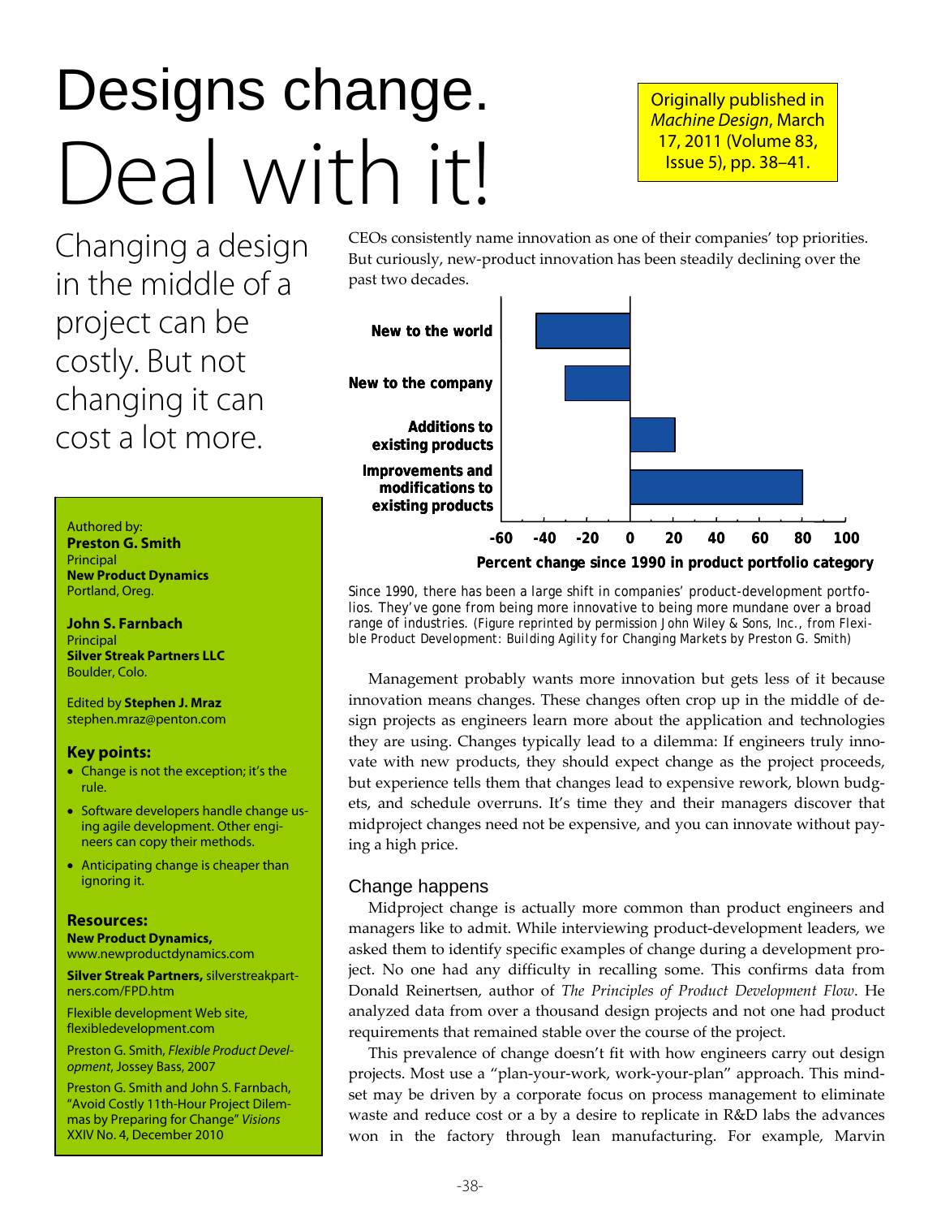# Designs change. Deal with it!

Originally published in *Machine Design*, March 17, 2011 (Volume 83, Issue 5), pp. 38–41.

## Changing a design in the middle of a project can be costly. But not changing it can cost a lot more.

Authored by:
**Preston G. Smith**
Principal
**New Product Dynamics**
Portland, Oreg.

**John S. Farnbach**
Principal
**Silver Streak Partners LLC**
Boulder, Colo.

Edited by **Stephen J. Mraz**
stephen.mraz@penton.com

### Key points:

- Change is not the exception; it's the rule.
- Software developers handle change using agile development. Other engineers can copy their methods.
- Anticipating change is cheaper than ignoring it.

### Resources:

**New Product Dynamics,** www.newproductdynamics.com

**Silver Streak Partners,** silverstreakpartners.com/FPD.htm

Flexible development Web site, flexibledevelopment.com

Preston G. Smith, *Flexible Product Development*, Jossey Bass, 2007

Preston G. Smith and John S. Farnbach, "Avoid Costly 11th-Hour Project Dilemmas by Preparing for Change" *Visions* XXIV No. 4, December 2010

CEOs consistently name innovation as one of their companies' top priorities. But curiously, new-product innovation has been steadily declining over the past two decades.

| Product portfolio category | Percent change since 1990 (approx.) |
|---|---|
| New to the world | -44 |
| New to the company | -30 |
| Additions to existing products | 21 |
| Improvements and modifications to existing products | 80 |

Since 1990, there has been a large shift in companies' product-development portfolios. They've gone from being more innovative to being more mundane over a broad range of industries. (Figure reprinted by permission John Wiley & Sons, Inc., from Flexible Product Development: Building Agility for Changing Markets by Preston G. Smith)

Management probably wants more innovation but gets less of it because innovation means changes. These changes often crop up in the middle of design projects as engineers learn more about the application and technologies they are using. Changes typically lead to a dilemma: If engineers truly innovate with new products, they should expect change as the project proceeds, but experience tells them that changes lead to expensive rework, blown budgets, and schedule overruns. It's time they and their managers discover that midproject changes need not be expensive, and you can innovate without paying a high price.

## Change happens

Midproject change is actually more common than product engineers and managers like to admit. While interviewing product-development leaders, we asked them to identify specific examples of change during a development project. No one had any difficulty in recalling some. This confirms data from Donald Reinertsen, author of *The Principles of Product Development Flow*. He analyzed data from over a thousand design projects and not one had product requirements that remained stable over the course of the project.

This prevalence of change doesn't fit with how engineers carry out design projects. Most use a "plan-your-work, work-your-plan" approach. This mindset may be driven by a corporate focus on process management to eliminate waste and reduce cost or a by a desire to replicate in R&D labs the advances won in the factory through lean manufacturing. For example, Marvin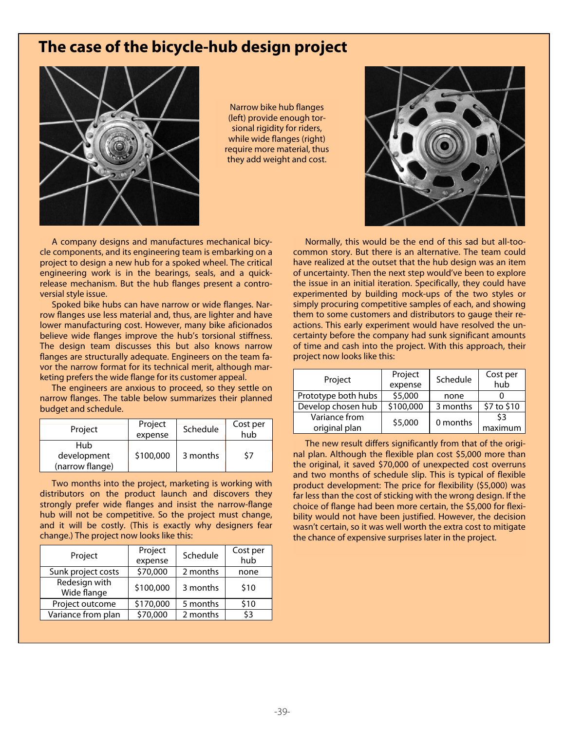# The case of the bicycle-hub design project

Narrow bike hub flanges (left) provide enough torsional rigidity for riders, while wide flanges (right) require more material, thus they add weight and cost.

A company designs and manufactures mechanical bicycle components, and its engineering team is embarking on a project to design a new hub for a spoked wheel. The critical engineering work is in the bearings, seals, and a quick-release mechanism. But the hub flanges present a controversial style issue.

Spoked bike hubs can have narrow or wide flanges. Narrow flanges use less material and, thus, are lighter and have lower manufacturing cost. However, many bike aficionados believe wide flanges improve the hub's torsional stiffness. The design team discusses this but also knows narrow flanges are structurally adequate. Engineers on the team favor the narrow format for its technical merit, although marketing prefers the wide flange for its customer appeal.

The engineers are anxious to proceed, so they settle on narrow flanges. The table below summarizes their planned budget and schedule.

| Project | Project expense | Schedule | Cost per hub |
|---|---|---|---|
| Hub development (narrow flange) | \$100,000 | 3 months | \$7 |

Two months into the project, marketing is working with distributors on the product launch and discovers they strongly prefer wide flanges and insist the narrow-flange hub will not be competitive. So the project must change, and it will be costly. (This is exactly why designers fear change.) The project now looks like this:

| Project | Project expense | Schedule | Cost per hub |
|---|---|---|---|
| Sunk project costs | \$70,000 | 2 months | none |
| Redesign with Wide flange | \$100,000 | 3 months | \$10 |
| Project outcome | \$170,000 | 5 months | \$10 |
| Variance from plan | \$70,000 | 2 months | \$3 |

Normally, this would be the end of this sad but all-too-common story. But there is an alternative. The team could have realized at the outset that the hub design was an item of uncertainty. Then the next step would've been to explore the issue in an initial iteration. Specifically, they could have experimented by building mock-ups of the two styles or simply procuring competitive samples of each, and showing them to some customers and distributors to gauge their reactions. This early experiment would have resolved the uncertainty before the company had sunk significant amounts of time and cash into the project. With this approach, their project now looks like this:

| Project | Project expense | Schedule | Cost per hub |
|---|---|---|---|
| Prototype both hubs | \$5,000 | none | 0 |
| Develop chosen hub | \$100,000 | 3 months | \$7 to \$10 |
| Variance from original plan | \$5,000 | 0 months | \$3 maximum |

The new result differs significantly from that of the original plan. Although the flexible plan cost \$5,000 more than the original, it saved \$70,000 of unexpected cost overruns and two months of schedule slip. This is typical of flexible product development: The price for flexibility (\$5,000) was far less than the cost of sticking with the wrong design. If the choice of flange had been more certain, the \$5,000 for flexibility would not have been justified. However, the decision wasn't certain, so it was well worth the extra cost to mitigate the chance of expensive surprises later in the project.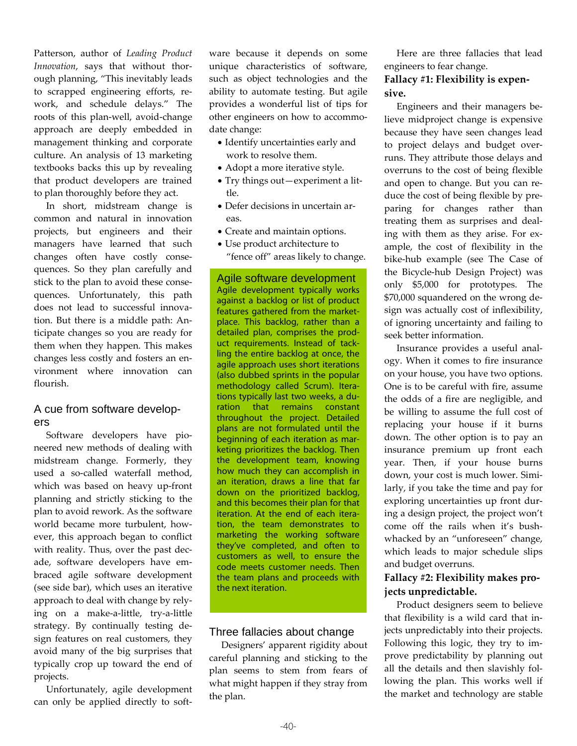Patterson, author of *Leading Product Innovation*, says that without thorough planning, "This inevitably leads to scrapped engineering efforts, rework, and schedule delays." The roots of this plan-well, avoid-change approach are deeply embedded in management thinking and corporate culture. An analysis of 13 marketing textbooks backs this up by revealing that product developers are trained to plan thoroughly before they act.

In short, midstream change is common and natural in innovation projects, but engineers and their managers have learned that such changes often have costly consequences. So they plan carefully and stick to the plan to avoid these consequences. Unfortunately, this path does not lead to successful innovation. But there is a middle path: Anticipate changes so you are ready for them when they happen. This makes changes less costly and fosters an environment where innovation can flourish.

## A cue from software developers

Software developers have pioneered new methods of dealing with midstream change. Formerly, they used a so-called waterfall method, which was based on heavy up-front planning and strictly sticking to the plan to avoid rework. As the software world became more turbulent, however, this approach began to conflict with reality. Thus, over the past decade, software developers have embraced agile software development (see side bar), which uses an iterative approach to deal with change by relying on a make-a-little, try-a-little strategy. By continually testing design features on real customers, they avoid many of the big surprises that typically crop up toward the end of projects.

Unfortunately, agile development can only be applied directly to software because it depends on some unique characteristics of software, such as object technologies and the ability to automate testing. But agile provides a wonderful list of tips for other engineers on how to accommodate change:

- Identify uncertainties early and work to resolve them.
- Adopt a more iterative style.
- Try things out—experiment a little.
- Defer decisions in uncertain areas.
- Create and maintain options.
- Use product architecture to "fence off" areas likely to change.

### Agile software development

Agile development typically works against a backlog or list of product features gathered from the marketplace. This backlog, rather than a detailed plan, comprises the product requirements. Instead of tackling the entire backlog at once, the agile approach uses short iterations (also dubbed sprints in the popular methodology called Scrum). Iterations typically last two weeks, a duration that remains constant throughout the project. Detailed plans are not formulated until the beginning of each iteration as marketing prioritizes the backlog. Then the development team, knowing how much they can accomplish in an iteration, draws a line that far down on the prioritized backlog, and this becomes their plan for that iteration. At the end of each iteration, the team demonstrates to marketing the working software they've completed, and often to customers as well, to ensure the code meets customer needs. Then the team plans and proceeds with the next iteration.

## Three fallacies about change

Designers' apparent rigidity about careful planning and sticking to the plan seems to stem from fears of what might happen if they stray from the plan.

Here are three fallacies that lead engineers to fear change.

**Fallacy #1: Flexibility is expensive.**

Engineers and their managers believe midproject change is expensive because they have seen changes lead to project delays and budget overruns. They attribute those delays and overruns to the cost of being flexible and open to change. But you can reduce the cost of being flexible by preparing for changes rather than treating them as surprises and dealing with them as they arise. For example, the cost of flexibility in the bike-hub example (see The Case of the Bicycle-hub Design Project) was only $5,000 for prototypes. The $70,000 squandered on the wrong design was actually cost of inflexibility, of ignoring uncertainty and failing to seek better information.

Insurance provides a useful analogy. When it comes to fire insurance on your house, you have two options. One is to be careful with fire, assume the odds of a fire are negligible, and be willing to assume the full cost of replacing your house if it burns down. The other option is to pay an insurance premium up front each year. Then, if your house burns down, your cost is much lower. Similarly, if you take the time and pay for exploring uncertainties up front during a design project, the project won't come off the rails when it's bushwhacked by an "unforeseen" change, which leads to major schedule slips and budget overruns.

**Fallacy #2: Flexibility makes projects unpredictable.**

Product designers seem to believe that flexibility is a wild card that injects unpredictably into their projects. Following this logic, they try to improve predictability by planning out all the details and then slavishly following the plan. This works well if the market and technology are stable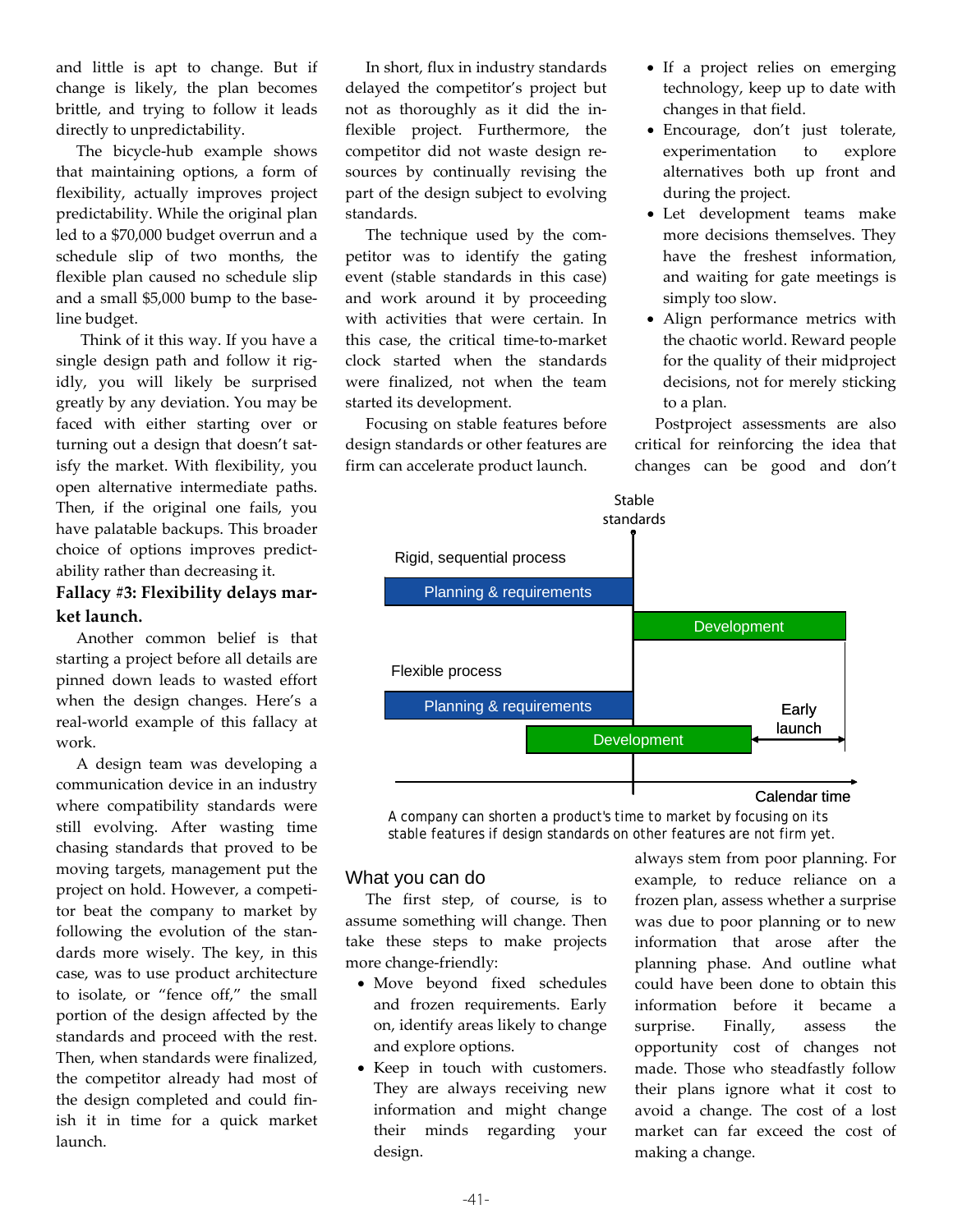and little is apt to change. But if change is likely, the plan becomes brittle, and trying to follow it leads directly to unpredictability.

The bicycle-hub example shows that maintaining options, a form of flexibility, actually improves project predictability. While the original plan led to a $70,000 budget overrun and a schedule slip of two months, the flexible plan caused no schedule slip and a small $5,000 bump to the baseline budget.

Think of it this way. If you have a single design path and follow it rigidly, you will likely be surprised greatly by any deviation. You may be faced with either starting over or turning out a design that doesn't satisfy the market. With flexibility, you open alternative intermediate paths. Then, if the original one fails, you have palatable backups. This broader choice of options improves predictability rather than decreasing it.

**Fallacy #3: Flexibility delays market launch.**

Another common belief is that starting a project before all details are pinned down leads to wasted effort when the design changes. Here's a real-world example of this fallacy at work.

A design team was developing a communication device in an industry where compatibility standards were still evolving. After wasting time chasing standards that proved to be moving targets, management put the project on hold. However, a competitor beat the company to market by following the evolution of the standards more wisely. The key, in this case, was to use product architecture to isolate, or "fence off," the small portion of the design affected by the standards and proceed with the rest. Then, when standards were finalized, the competitor already had most of the design completed and could finish it in time for a quick market launch.

In short, flux in industry standards delayed the competitor's project but not as thoroughly as it did the inflexible project. Furthermore, the competitor did not waste design resources by continually revising the part of the design subject to evolving standards.

The technique used by the competitor was to identify the gating event (stable standards in this case) and work around it by proceeding with activities that were certain. In this case, the critical time-to-market clock started when the standards were finalized, not when the team started its development.

Focusing on stable features before design standards or other features are firm can accelerate product launch.

Stable standards
Rigid, sequential process
Planning & requirements
Development
Flexible process
Planning & requirements
Development
Early launch
Calendar time

A company can shorten a product's time to market by focusing on its stable features if design standards on other features are not firm yet.

## What you can do

The first step, of course, is to assume something will change. Then take these steps to make projects more change-friendly:

- Move beyond fixed schedules and frozen requirements. Early on, identify areas likely to change and explore options.
- Keep in touch with customers. They are always receiving new information and might change their minds regarding your design.
- If a project relies on emerging technology, keep up to date with changes in that field.
- Encourage, don't just tolerate, experimentation to explore alternatives both up front and during the project.
- Let development teams make more decisions themselves. They have the freshest information, and waiting for gate meetings is simply too slow.
- Align performance metrics with the chaotic world. Reward people for the quality of their midproject decisions, not for merely sticking to a plan.

Postproject assessments are also critical for reinforcing the idea that changes can be good and don't always stem from poor planning. For example, to reduce reliance on a frozen plan, assess whether a surprise was due to poor planning or to new information that arose after the planning phase. And outline what could have been done to obtain this information before it became a surprise. Finally, assess the opportunity cost of changes not made. Those who steadfastly follow their plans ignore what it cost to avoid a change. The cost of a lost market can far exceed the cost of making a change.